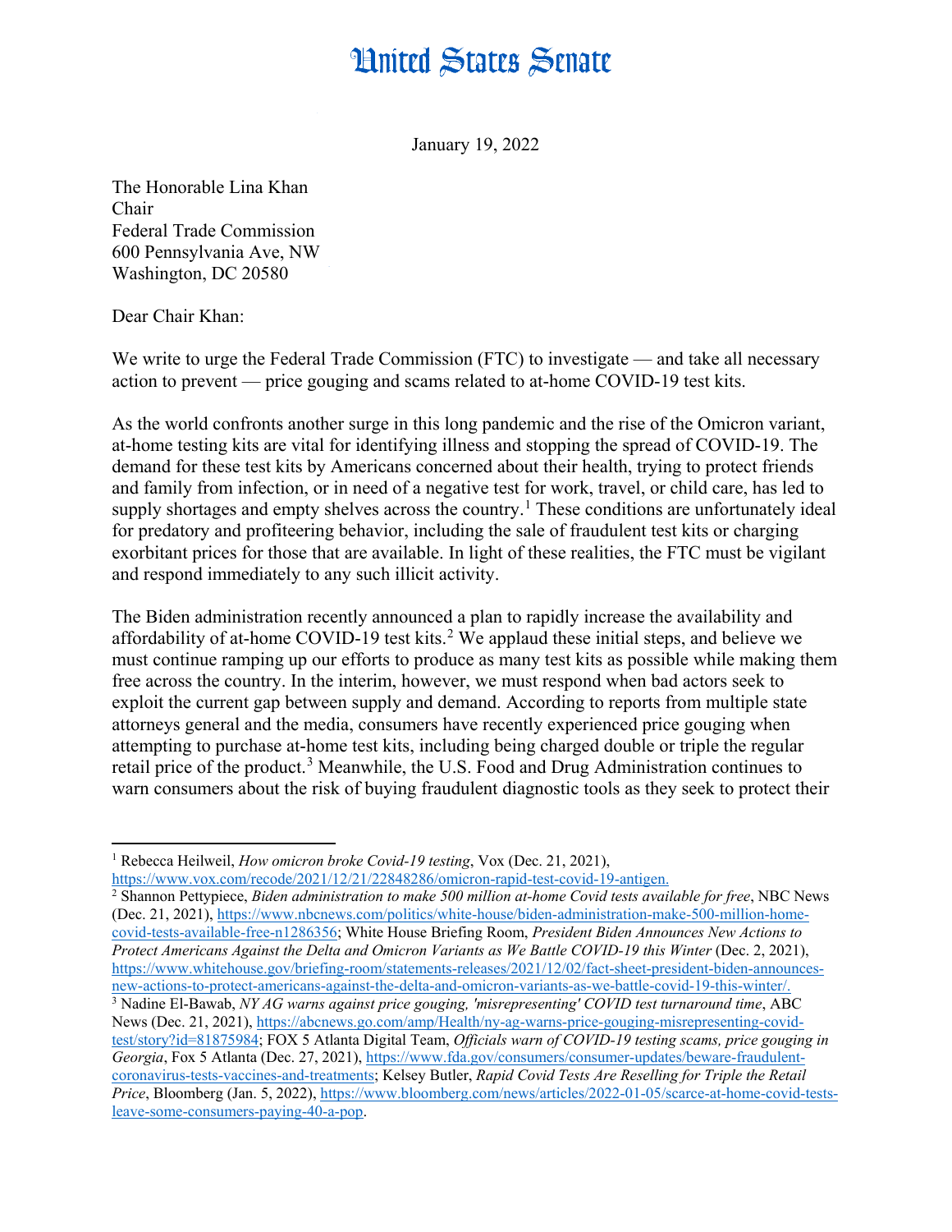# United States Senate

January 19, 2022

The Honorable Lina Khan
Chair
Federal Trade Commission
600 Pennsylvania Ave, NW
Washington, DC 20580

Dear Chair Khan:

We write to urge the Federal Trade Commission (FTC) to investigate — and take all necessary action to prevent — price gouging and scams related to at-home COVID-19 test kits.

As the world confronts another surge in this long pandemic and the rise of the Omicron variant, at-home testing kits are vital for identifying illness and stopping the spread of COVID-19. The demand for these test kits by Americans concerned about their health, trying to protect friends and family from infection, or in need of a negative test for work, travel, or child care, has led to supply shortages and empty shelves across the country.[1] These conditions are unfortunately ideal for predatory and profiteering behavior, including the sale of fraudulent test kits or charging exorbitant prices for those that are available. In light of these realities, the FTC must be vigilant and respond immediately to any such illicit activity.

The Biden administration recently announced a plan to rapidly increase the availability and affordability of at-home COVID-19 test kits.[2] We applaud these initial steps, and believe we must continue ramping up our efforts to produce as many test kits as possible while making them free across the country. In the interim, however, we must respond when bad actors seek to exploit the current gap between supply and demand. According to reports from multiple state attorneys general and the media, consumers have recently experienced price gouging when attempting to purchase at-home test kits, including being charged double or triple the regular retail price of the product.[3] Meanwhile, the U.S. Food and Drug Administration continues to warn consumers about the risk of buying fraudulent diagnostic tools as they seek to protect their

---

[1] Rebecca Heilweil, *How omicron broke Covid-19 testing*, Vox (Dec. 21, 2021), https://www.vox.com/recode/2021/12/21/22848286/omicron-rapid-test-covid-19-antigen.

[2] Shannon Pettypiece, *Biden administration to make 500 million at-home Covid tests available for free*, NBC News (Dec. 21, 2021), https://www.nbcnews.com/politics/white-house/biden-administration-make-500-million-home-covid-tests-available-free-n1286356; White House Briefing Room, *President Biden Announces New Actions to Protect Americans Against the Delta and Omicron Variants as We Battle COVID-19 this Winter* (Dec. 2, 2021), https://www.whitehouse.gov/briefing-room/statements-releases/2021/12/02/fact-sheet-president-biden-announces-new-actions-to-protect-americans-against-the-delta-and-omicron-variants-as-we-battle-covid-19-this-winter/.

[3] Nadine El-Bawab, *NY AG warns against price gouging, 'misrepresenting' COVID test turnaround time*, ABC News (Dec. 21, 2021), https://abcnews.go.com/amp/Health/ny-ag-warns-price-gouging-misrepresenting-covid-test/story?id=81875984; FOX 5 Atlanta Digital Team, *Officials warn of COVID-19 testing scams, price gouging in Georgia*, Fox 5 Atlanta (Dec. 27, 2021), https://www.fda.gov/consumers/consumer-updates/beware-fraudulent-coronavirus-tests-vaccines-and-treatments; Kelsey Butler, *Rapid Covid Tests Are Reselling for Triple the Retail Price*, Bloomberg (Jan. 5, 2022), https://www.bloomberg.com/news/articles/2022-01-05/scarce-at-home-covid-tests-leave-some-consumers-paying-40-a-pop.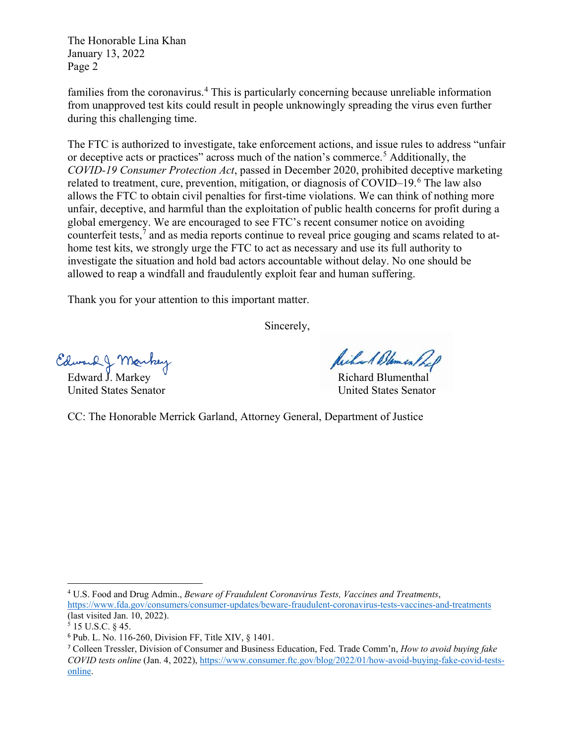families from the coronavirus.[4] This is particularly concerning because unreliable information from unapproved test kits could result in people unknowingly spreading the virus even further during this challenging time.

The FTC is authorized to investigate, take enforcement actions, and issue rules to address "unfair or deceptive acts or practices" across much of the nation's commerce.[5] Additionally, the *COVID-19 Consumer Protection Act*, passed in December 2020, prohibited deceptive marketing related to treatment, cure, prevention, mitigation, or diagnosis of COVID–19.[6] The law also allows the FTC to obtain civil penalties for first-time violations. We can think of nothing more unfair, deceptive, and harmful than the exploitation of public health concerns for profit during a global emergency. We are encouraged to see FTC's recent consumer notice on avoiding counterfeit tests,[7] and as media reports continue to reveal price gouging and scams related to at-home test kits, we strongly urge the FTC to act as necessary and use its full authority to investigate the situation and hold bad actors accountable without delay. No one should be allowed to reap a windfall and fraudulently exploit fear and human suffering.

Thank you for your attention to this important matter.

Sincerely,

Edward J. Markey
United States Senator

Richard Blumenthal
United States Senator

CC: The Honorable Merrick Garland, Attorney General, Department of Justice

---

[4] U.S. Food and Drug Admin., *Beware of Fraudulent Coronavirus Tests, Vaccines and Treatments*, https://www.fda.gov/consumers/consumer-updates/beware-fraudulent-coronavirus-tests-vaccines-and-treatments (last visited Jan. 10, 2022).

[5] 15 U.S.C. § 45.

[6] Pub. L. No. 116-260, Division FF, Title XIV, § 1401.

[7] Colleen Tressler, Division of Consumer and Business Education, Fed. Trade Comm'n, *How to avoid buying fake COVID tests online* (Jan. 4, 2022), https://www.consumer.ftc.gov/blog/2022/01/how-avoid-buying-fake-covid-tests-online.